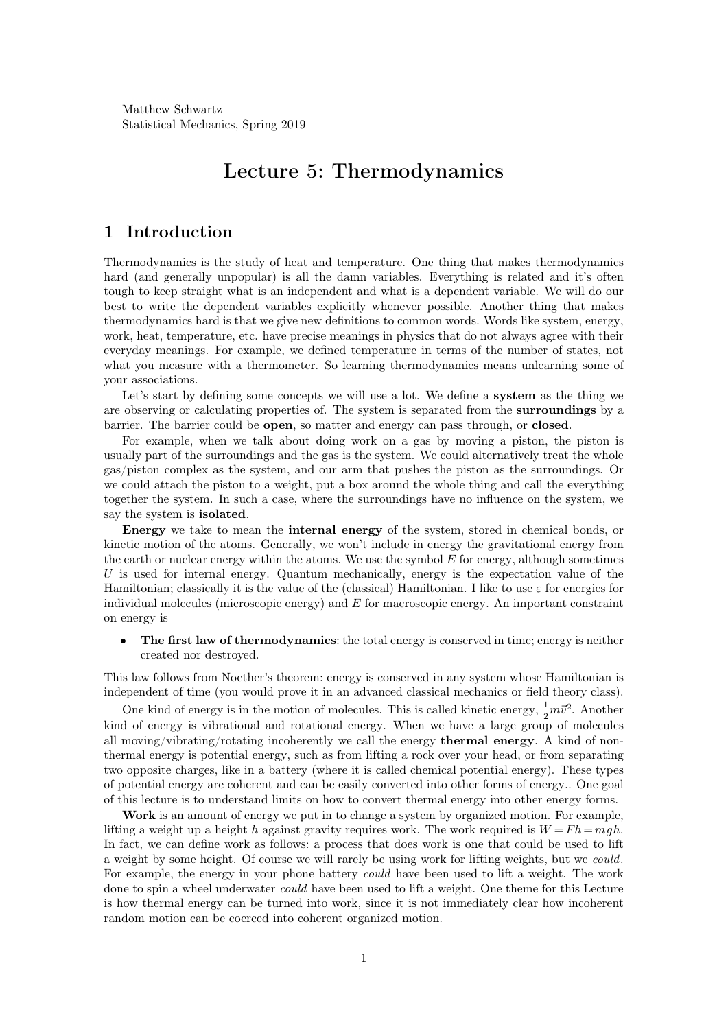Matthew Schwartz
Statistical Mechanics, Spring 2019

# Lecture 5: Thermodynamics

## 1 Introduction

Thermodynamics is the study of heat and temperature. One thing that makes thermodynamics hard (and generally unpopular) is all the damn variables. Everything is related and it's often tough to keep straight what is an independent and what is a dependent variable. We will do our best to write the dependent variables explicitly whenever possible. Another thing that makes thermodynamics hard is that we give new definitions to common words. Words like system, energy, work, heat, temperature, etc. have precise meanings in physics that do not always agree with their everyday meanings. For example, we defined temperature in terms of the number of states, not what you measure with a thermometer. So learning thermodynamics means unlearning some of your associations.

Let's start by defining some concepts we will use a lot. We define a **system** as the thing we are observing or calculating properties of. The system is separated from the **surroundings** by a barrier. The barrier could be **open**, so matter and energy can pass through, or **closed**.

For example, when we talk about doing work on a gas by moving a piston, the piston is usually part of the surroundings and the gas is the system. We could alternatively treat the whole gas/piston complex as the system, and our arm that pushes the piston as the surroundings. Or we could attach the piston to a weight, put a box around the whole thing and call the everything together the system. In such a case, where the surroundings have no influence on the system, we say the system is **isolated**.

**Energy** we take to mean the **internal energy** of the system, stored in chemical bonds, or kinetic motion of the atoms. Generally, we won't include in energy the gravitational energy from the earth or nuclear energy within the atoms. We use the symbol $E$ for energy, although sometimes $U$ is used for internal energy. Quantum mechanically, energy is the expectation value of the Hamiltonian; classically it is the value of the (classical) Hamiltonian. I like to use $\varepsilon$ for energies for individual molecules (microscopic energy) and $E$ for macroscopic energy. An important constraint on energy is

- **The first law of thermodynamics**: the total energy is conserved in time; energy is neither created nor destroyed.

This law follows from Noether's theorem: energy is conserved in any system whose Hamiltonian is independent of time (you would prove it in an advanced classical mechanics or field theory class).

One kind of energy is in the motion of molecules. This is called kinetic energy, $\frac{1}{2}m\vec{v}^2$. Another kind of energy is vibrational and rotational energy. When we have a large group of molecules all moving/vibrating/rotating incoherently we call the energy **thermal energy**. A kind of non-thermal energy is potential energy, such as from lifting a rock over your head, or from separating two opposite charges, like in a battery (where it is called chemical potential energy). These types of potential energy are coherent and can be easily converted into other forms of energy.. One goal of this lecture is to understand limits on how to convert thermal energy into other energy forms.

**Work** is an amount of energy we put in to change a system by organized motion. For example, lifting a weight up a height $h$ against gravity requires work. The work required is $W = Fh = mgh$. In fact, we can define work as follows: a process that does work is one that could be used to lift a weight by some height. Of course we will rarely be using work for lifting weights, but we *could*. For example, the energy in your phone battery *could* have been used to lift a weight. The work done to spin a wheel underwater *could* have been used to lift a weight. One theme for this Lecture is how thermal energy can be turned into work, since it is not immediately clear how incoherent random motion can be coerced into coherent organized motion.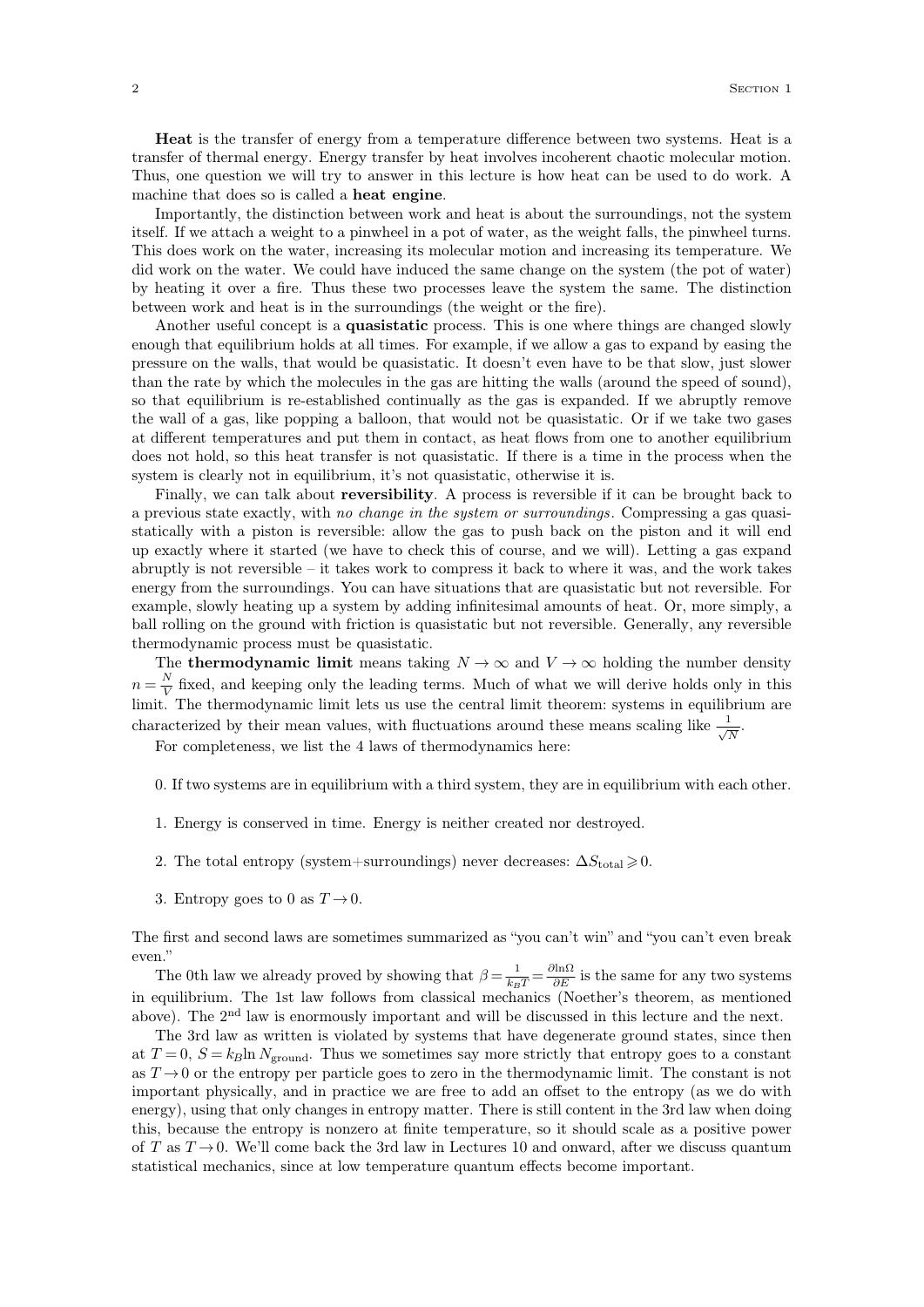**Heat** is the transfer of energy from a temperature difference between two systems. Heat is a transfer of thermal energy. Energy transfer by heat involves incoherent chaotic molecular motion. Thus, one question we will try to answer in this lecture is how heat can be used to do work. A machine that does so is called a **heat engine**.

Importantly, the distinction between work and heat is about the surroundings, not the system itself. If we attach a weight to a pinwheel in a pot of water, as the weight falls, the pinwheel turns. This does work on the water, increasing its molecular motion and increasing its temperature. We did work on the water. We could have induced the same change on the system (the pot of water) by heating it over a fire. Thus these two processes leave the system the same. The distinction between work and heat is in the surroundings (the weight or the fire).

Another useful concept is a **quasistatic** process. This is one where things are changed slowly enough that equilibrium holds at all times. For example, if we allow a gas to expand by easing the pressure on the walls, that would be quasistatic. It doesn't even have to be that slow, just slower than the rate by which the molecules in the gas are hitting the walls (around the speed of sound), so that equilibrium is re-established continually as the gas is expanded. If we abruptly remove the wall of a gas, like popping a balloon, that would not be quasistatic. Or if we take two gases at different temperatures and put them in contact, as heat flows from one to another equilibrium does not hold, so this heat transfer is not quasistatic. If there is a time in the process when the system is clearly not in equilibrium, it's not quasistatic, otherwise it is.

Finally, we can talk about **reversibility**. A process is reversible if it can be brought back to a previous state exactly, with *no change in the system or surroundings*. Compressing a gas quasistatically with a piston is reversible: allow the gas to push back on the piston and it will end up exactly where it started (we have to check this of course, and we will). Letting a gas expand abruptly is not reversible – it takes work to compress it back to where it was, and the work takes energy from the surroundings. You can have situations that are quasistatic but not reversible. For example, slowly heating up a system by adding infinitesimal amounts of heat. Or, more simply, a ball rolling on the ground with friction is quasistatic but not reversible. Generally, any reversible thermodynamic process must be quasistatic.

The **thermodynamic limit** means taking $N \to \infty$ and $V \to \infty$ holding the number density $n = \frac{N}{V}$ fixed, and keeping only the leading terms. Much of what we will derive holds only in this limit. The thermodynamic limit lets us use the central limit theorem: systems in equilibrium are characterized by their mean values, with fluctuations around these means scaling like $\frac{1}{\sqrt{N}}$.

For completeness, we list the 4 laws of thermodynamics here:

0. If two systems are in equilibrium with a third system, they are in equilibrium with each other.

1. Energy is conserved in time. Energy is neither created nor destroyed.

2. The total entropy (system+surroundings) never decreases: $\Delta S_{\text{total}} \geqslant 0$.

3. Entropy goes to 0 as $T \to 0$.

The first and second laws are sometimes summarized as "you can't win" and "you can't even break even."

The 0th law we already proved by showing that $\beta = \frac{1}{k_B T} = \frac{\partial \ln \Omega}{\partial E}$ is the same for any two systems in equilibrium. The 1st law follows from classical mechanics (Noether's theorem, as mentioned above). The 2$^{\text{nd}}$ law is enormously important and will be discussed in this lecture and the next.

The 3rd law as written is violated by systems that have degenerate ground states, since then at $T = 0$, $S = k_B \ln N_{\text{ground}}$. Thus we sometimes say more strictly that entropy goes to a constant as $T \to 0$ or the entropy per particle goes to zero in the thermodynamic limit. The constant is not important physically, and in practice we are free to add an offset to the entropy (as we do with energy), using that only changes in entropy matter. There is still content in the 3rd law when doing this, because the entropy is nonzero at finite temperature, so it should scale as a positive power of $T$ as $T \to 0$. We'll come back the 3rd law in Lectures 10 and onward, after we discuss quantum statistical mechanics, since at low temperature quantum effects become important.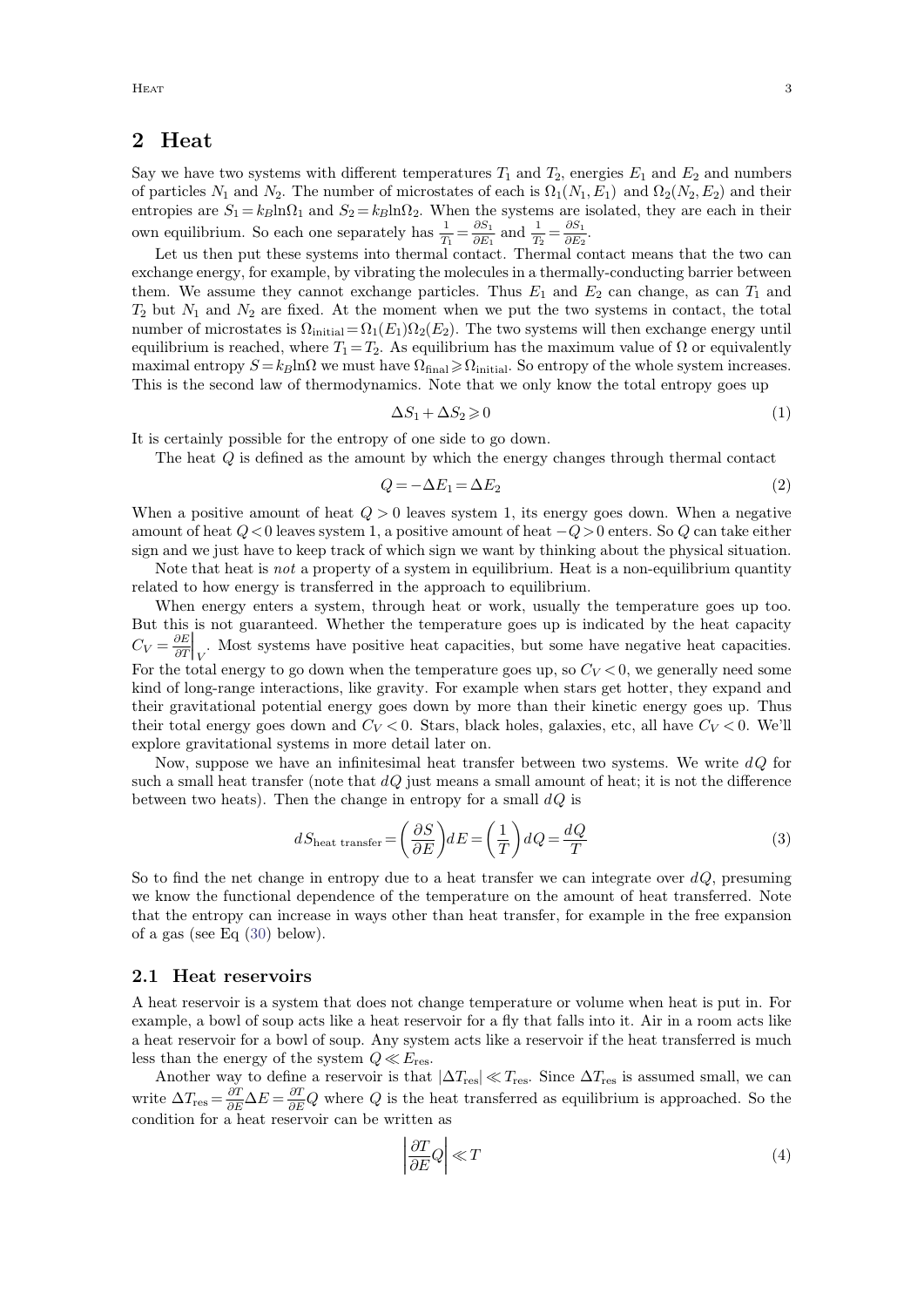## 2 Heat

Say we have two systems with different temperatures $T_1$ and $T_2$, energies $E_1$ and $E_2$ and numbers of particles $N_1$ and $N_2$. The number of microstates of each is $\Omega_1(N_1, E_1)$ and $\Omega_2(N_2, E_2)$ and their entropies are $S_1 = k_B \ln \Omega_1$ and $S_2 = k_B \ln \Omega_2$. When the systems are isolated, they are each in their own equilibrium. So each one separately has $\frac{1}{T_1} = \frac{\partial S_1}{\partial E_1}$ and $\frac{1}{T_2} = \frac{\partial S_1}{\partial E_2}$.

Let us then put these systems into thermal contact. Thermal contact means that the two can exchange energy, for example, by vibrating the molecules in a thermally-conducting barrier between them. We assume they cannot exchange particles. Thus $E_1$ and $E_2$ can change, as can $T_1$ and $T_2$ but $N_1$ and $N_2$ are fixed. At the moment when we put the two systems in contact, the total number of microstates is $\Omega_{\text{initial}} = \Omega_1(E_1)\Omega_2(E_2)$. The two systems will then exchange energy until equilibrium is reached, where $T_1 = T_2$. As equilibrium has the maximum value of $\Omega$ or equivalently maximal entropy $S = k_B \ln \Omega$ we must have $\Omega_{\text{final}} \geqslant \Omega_{\text{initial}}$. So entropy of the whole system increases. This is the second law of thermodynamics. Note that we only know the total entropy goes up

$$\Delta S_1 + \Delta S_2 \geqslant 0 \tag{1}$$

It is certainly possible for the entropy of one side to go down.

The heat $Q$ is defined as the amount by which the energy changes through thermal contact

$$Q = -\Delta E_1 = \Delta E_2 \tag{2}$$

When a positive amount of heat $Q > 0$ leaves system 1, its energy goes down. When a negative amount of heat $Q < 0$ leaves system 1, a positive amount of heat $-Q > 0$ enters. So $Q$ can take either sign and we just have to keep track of which sign we want by thinking about the physical situation.

Note that heat is *not* a property of a system in equilibrium. Heat is a non-equilibrium quantity related to how energy is transferred in the approach to equilibrium.

When energy enters a system, through heat or work, usually the temperature goes up too. But this is not guaranteed. Whether the temperature goes up is indicated by the heat capacity $C_V = \frac{\partial E}{\partial T}\Big|_V$. Most systems have positive heat capacities, but some have negative heat capacities. For the total energy to go down when the temperature goes up, so $C_V < 0$, we generally need some kind of long-range interactions, like gravity. For example when stars get hotter, they expand and their gravitational potential energy goes down by more than their kinetic energy goes up. Thus their total energy goes down and $C_V < 0$. Stars, black holes, galaxies, etc, all have $C_V < 0$. We'll explore gravitational systems in more detail later on.

Now, suppose we have an infinitesimal heat transfer between two systems. We write $dQ$ for such a small heat transfer (note that $dQ$ just means a small amount of heat; it is not the difference between two heats). Then the change in entropy for a small $dQ$ is

$$dS_{\text{heat transfer}} = \left(\frac{\partial S}{\partial E}\right) dE = \left(\frac{1}{T}\right) dQ = \frac{dQ}{T} \tag{3}$$

So to find the net change in entropy due to a heat transfer we can integrate over $dQ$, presuming we know the functional dependence of the temperature on the amount of heat transferred. Note that the entropy can increase in ways other than heat transfer, for example in the free expansion of a gas (see Eq (30) below).

### 2.1 Heat reservoirs

A heat reservoir is a system that does not change temperature or volume when heat is put in. For example, a bowl of soup acts like a heat reservoir for a fly that falls into it. Air in a room acts like a heat reservoir for a bowl of soup. Any system acts like a reservoir if the heat transferred is much less than the energy of the system $Q \ll E_{\text{res}}$.

Another way to define a reservoir is that $|\Delta T_{\text{res}}| \ll T_{\text{res}}$. Since $\Delta T_{\text{res}}$ is assumed small, we can write $\Delta T_{\text{res}} = \frac{\partial T}{\partial E}\Delta E = \frac{\partial T}{\partial E} Q$ where $Q$ is the heat transferred as equilibrium is approached. So the condition for a heat reservoir can be written as

$$\left|\frac{\partial T}{\partial E} Q\right| \ll T \tag{4}$$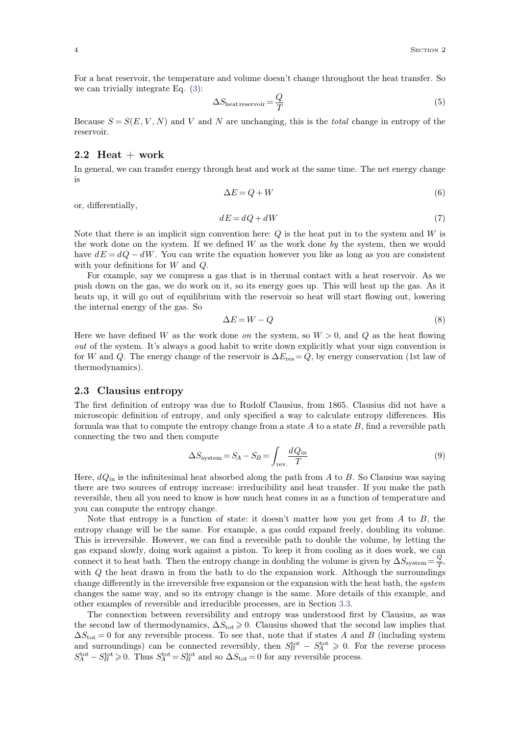For a heat reservoir, the temperature and volume doesn't change throughout the heat transfer. So we can trivially integrate Eq. (3):

$$\Delta S_{\text{heat reservoir}} = \frac{Q}{T} \tag{5}$$

Because $S = S(E, V, N)$ and $V$ and $N$ are unchanging, this is the *total* change in entropy of the reservoir.

## 2.2 Heat + work

In general, we can transfer energy through heat and work at the same time. The net energy change is

$$\Delta E = Q + W \tag{6}$$

or, differentially,

$$dE = dQ + dW \tag{7}$$

Note that there is an implicit sign convention here: $Q$ is the heat put in to the system and $W$ is the work done on the system. If we defined $W$ as the work done *by* the system, then we would have $dE = dQ - dW$. You can write the equation however you like as long as you are consistent with your definitions for $W$ and $Q$.

For example, say we compress a gas that is in thermal contact with a heat reservoir. As we push down on the gas, we do work on it, so its energy goes up. This will heat up the gas. As it heats up, it will go out of equilibrium with the reservoir so heat will start flowing out, lowering the internal energy of the gas. So

$$\Delta E = W - Q \tag{8}$$

Here we have defined $W$ as the work done *on* the system, so $W > 0$, and $Q$ as the heat flowing *out* of the system. It's always a good habit to write down explicitly what your sign convention is for $W$ and $Q$. The energy change of the reservoir is $\Delta E_{\text{res}} = Q$, by energy conservation (1st law of thermodynamics).

## 2.3 Clausius entropy

The first definition of entropy was due to Rudolf Clausius, from 1865. Clausius did not have a microscopic definition of entropy, and only specified a way to calculate entropy differences. His formula was that to compute the entropy change from a state $A$ to a state $B$, find a reversible path connecting the two and then compute

$$\Delta S_{\text{system}} = S_A - S_B = \int_{\text{rev.}} \frac{dQ_{\text{in}}}{T} \tag{9}$$

Here, $dQ_{\text{in}}$ is the infinitesimal heat absorbed along the path from $A$ to $B$. So Clausius was saying there are two sources of entropy increase: irreducibility and heat transfer. If you make the path reversible, then all you need to know is how much heat comes in as a function of temperature and you can compute the entropy change.

Note that entropy is a function of state: it doesn't matter how you get from $A$ to $B$, the entropy change will be the same. For example, a gas could expand freely, doubling its volume. This is irreversible. However, we can find a reversible path to double the volume, by letting the gas expand slowly, doing work against a piston. To keep it from cooling as it does work, we can connect it to heat bath. Then the entropy change in doubling the volume is given by $\Delta S_{\text{system}} = \frac{Q}{T}$, with $Q$ the heat drawn in from the bath to do the expansion work. Although the surroundings change differently in the irreversible free expansion or the expansion with the heat bath, the *system* changes the same way, and so its entropy change is the same. More details of this example, and other examples of reversible and irreducible processes, are in Section 3.3.

The connection between reversibility and entropy was understood first by Clausius, as was the second law of thermodynamics, $\Delta S_{\text{tot}} \geqslant 0$. Clausius showed that the second law implies that $\Delta S_{\text{tot}} = 0$ for any reversible process. To see that, note that if states $A$ and $B$ (including system and surroundings) can be connected reversibly, then $S_B^{\text{tot}} - S_A^{\text{tot}} \geqslant 0$. For the reverse process $S_A^{\text{tot}} - S_B^{\text{tot}} \geqslant 0$. Thus $S_A^{\text{tot}} = S_B^{\text{tot}}$ and so $\Delta S_{\text{tot}} = 0$ for any reversible process.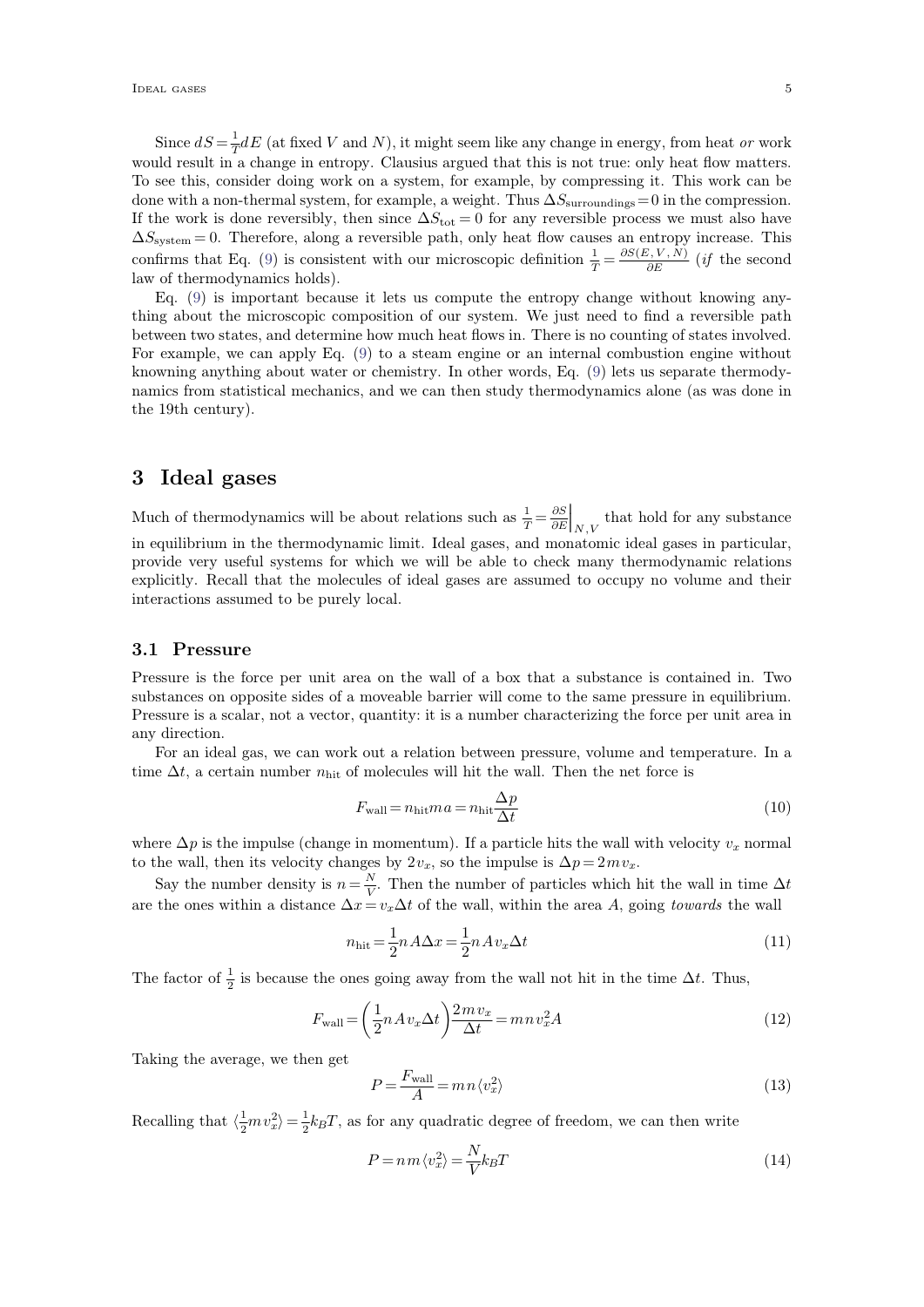Since $dS = \frac{1}{T} dE$ (at fixed $V$ and $N$), it might seem like any change in energy, from heat *or* work would result in a change in entropy. Clausius argued that this is not true: only heat flow matters. To see this, consider doing work on a system, for example, by compressing it. This work can be done with a non-thermal system, for example, a weight. Thus $\Delta S_{\text{surroundings}} = 0$ in the compression. If the work is done reversibly, then since $\Delta S_{\text{tot}} = 0$ for any reversible process we must also have $\Delta S_{\text{system}} = 0$. Therefore, along a reversible path, only heat flow causes an entropy increase. This confirms that Eq. (9) is consistent with our microscopic definition $\frac{1}{T} = \frac{\partial S(E, V, N)}{\partial E}$ (*if* the second law of thermodynamics holds).

Eq. (9) is important because it lets us compute the entropy change without knowing anything about the microscopic composition of our system. We just need to find a reversible path between two states, and determine how much heat flows in. There is no counting of states involved. For example, we can apply Eq. (9) to a steam engine or an internal combustion engine without knowning anything about water or chemistry. In other words, Eq. (9) lets us separate thermodynamics from statistical mechanics, and we can then study thermodynamics alone (as was done in the 19th century).

## 3 Ideal gases

Much of thermodynamics will be about relations such as $\frac{1}{T} = \frac{\partial S}{\partial E}\Big|_{N,V}$ that hold for any substance in equilibrium in the thermodynamic limit. Ideal gases, and monatomic ideal gases in particular, provide very useful systems for which we will be able to check many thermodynamic relations explicitly. Recall that the molecules of ideal gases are assumed to occupy no volume and their interactions assumed to be purely local.

### 3.1 Pressure

Pressure is the force per unit area on the wall of a box that a substance is contained in. Two substances on opposite sides of a moveable barrier will come to the same pressure in equilibrium. Pressure is a scalar, not a vector, quantity: it is a number characterizing the force per unit area in any direction.

For an ideal gas, we can work out a relation between pressure, volume and temperature. In a time $\Delta t$, a certain number $n_{\text{hit}}$ of molecules will hit the wall. Then the net force is

$$F_{\text{wall}} = n_{\text{hit}} m a = n_{\text{hit}} \frac{\Delta p}{\Delta t} \tag{10}$$

where $\Delta p$ is the impulse (change in momentum). If a particle hits the wall with velocity $v_x$ normal to the wall, then its velocity changes by $2 v_x$, so the impulse is $\Delta p = 2 m v_x$.

Say the number density is $n = \frac{N}{V}$. Then the number of particles which hit the wall in time $\Delta t$ are the ones within a distance $\Delta x = v_x \Delta t$ of the wall, within the area $A$, going *towards* the wall

$$n_{\text{hit}} = \frac{1}{2} n A \Delta x = \frac{1}{2} n A v_x \Delta t \tag{11}$$

The factor of $\frac{1}{2}$ is because the ones going away from the wall not hit in the time $\Delta t$. Thus,

$$F_{\text{wall}} = \left( \frac{1}{2} n A v_x \Delta t \right) \frac{2 m v_x}{\Delta t} = m n v_x^2 A \tag{12}$$

Taking the average, we then get

$$P = \frac{F_{\text{wall}}}{A} = m n \langle v_x^2 \rangle \tag{13}$$

Recalling that $\langle \frac{1}{2} m v_x^2 \rangle = \frac{1}{2} k_B T$, as for any quadratic degree of freedom, we can then write

$$P = n m \langle v_x^2 \rangle = \frac{N}{V} k_B T \tag{14}$$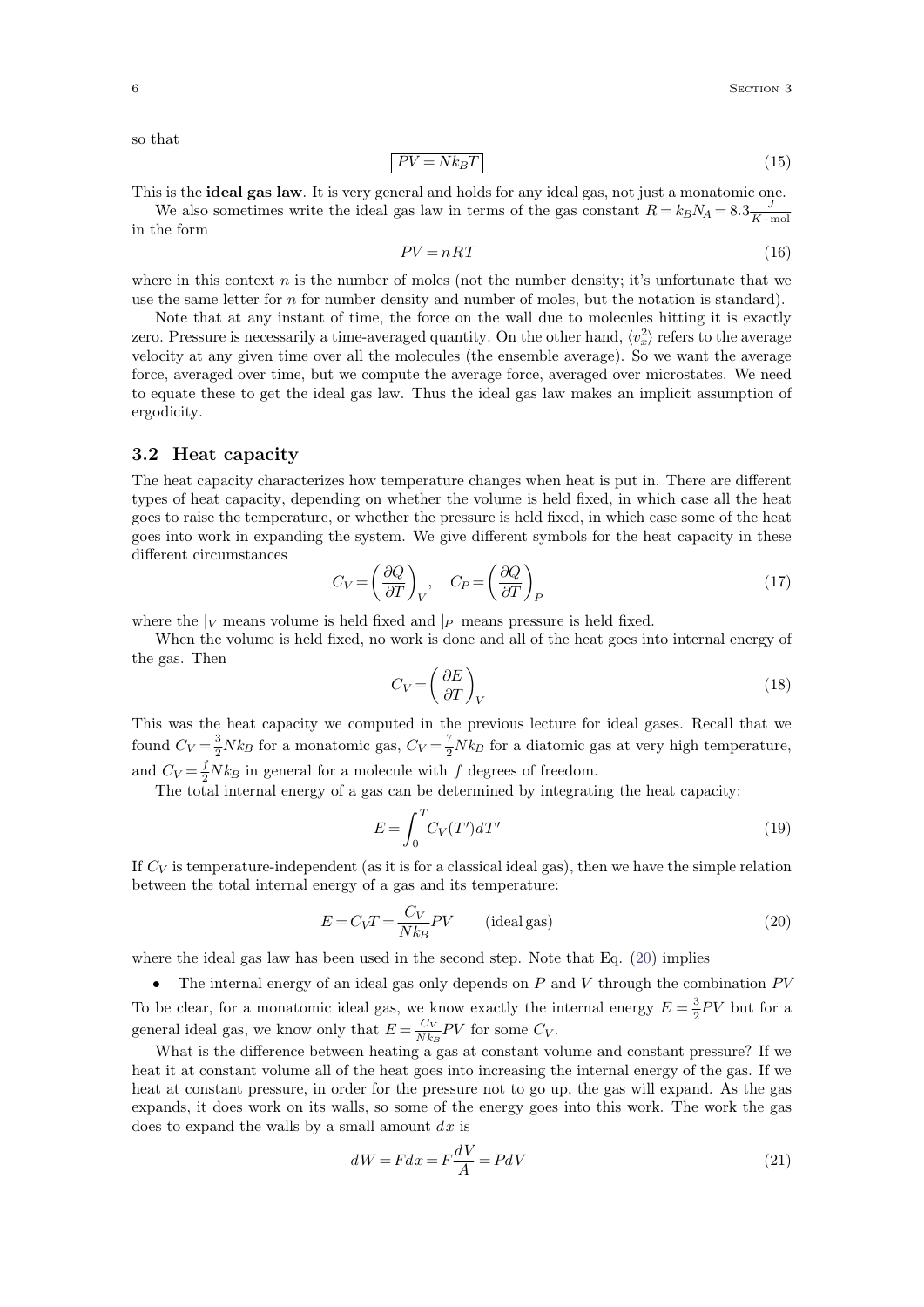so that

$$\boxed{PV = Nk_BT} \tag{15}$$

This is the **ideal gas law**. It is very general and holds for any ideal gas, not just a monatomic one.

We also sometimes write the ideal gas law in terms of the gas constant $R = k_B N_A = 8.3\frac{J}{K \cdot \text{mol}}$ in the form

$$PV = nRT \tag{16}$$

where in this context $n$ is the number of moles (not the number density; it's unfortunate that we use the same letter for $n$ for number density and number of moles, but the notation is standard).

Note that at any instant of time, the force on the wall due to molecules hitting it is exactly zero. Pressure is necessarily a time-averaged quantity. On the other hand, $\langle v_x^2 \rangle$ refers to the average velocity at any given time over all the molecules (the ensemble average). So we want the average force, averaged over time, but we compute the average force, averaged over microstates. We need to equate these to get the ideal gas law. Thus the ideal gas law makes an implicit assumption of ergodicity.

## 3.2 Heat capacity

The heat capacity characterizes how temperature changes when heat is put in. There are different types of heat capacity, depending on whether the volume is held fixed, in which case all the heat goes to raise the temperature, or whether the pressure is held fixed, in which case some of the heat goes into work in expanding the system. We give different symbols for the heat capacity in these different circumstances

$$C_V = \left(\frac{\partial Q}{\partial T}\right)_V, \quad C_P = \left(\frac{\partial Q}{\partial T}\right)_P \tag{17}$$

where the $|_V$ means volume is held fixed and $|_P$ means pressure is held fixed.

When the volume is held fixed, no work is done and all of the heat goes into internal energy of the gas. Then

$$C_V = \left(\frac{\partial E}{\partial T}\right)_V \tag{18}$$

This was the heat capacity we computed in the previous lecture for ideal gases. Recall that we found $C_V = \frac{3}{2}Nk_B$ for a monatomic gas, $C_V = \frac{7}{2}Nk_B$ for a diatomic gas at very high temperature, and $C_V = \frac{f}{2}Nk_B$ in general for a molecule with $f$ degrees of freedom.

The total internal energy of a gas can be determined by integrating the heat capacity:

$$E = \int_0^T C_V(T')dT' \tag{19}$$

If $C_V$ is temperature-independent (as it is for a classical ideal gas), then we have the simple relation between the total internal energy of a gas and its temperature:

$$E = C_V T = \frac{C_V}{Nk_B}PV \qquad \text{(ideal gas)} \tag{20}$$

where the ideal gas law has been used in the second step. Note that Eq. (20) implies

- The internal energy of an ideal gas only depends on $P$ and $V$ through the combination $PV$

To be clear, for a monatomic ideal gas, we know exactly the internal energy $E = \frac{3}{2}PV$ but for a general ideal gas, we know only that $E = \frac{C_V}{Nk_B}PV$ for some $C_V$.

What is the difference between heating a gas at constant volume and constant pressure? If we heat it at constant volume all of the heat goes into increasing the internal energy of the gas. If we heat at constant pressure, in order for the pressure not to go up, the gas will expand. As the gas expands, it does work on its walls, so some of the energy goes into this work. The work the gas does to expand the walls by a small amount $dx$ is

$$dW = Fdx = F\frac{dV}{A} = PdV \tag{21}$$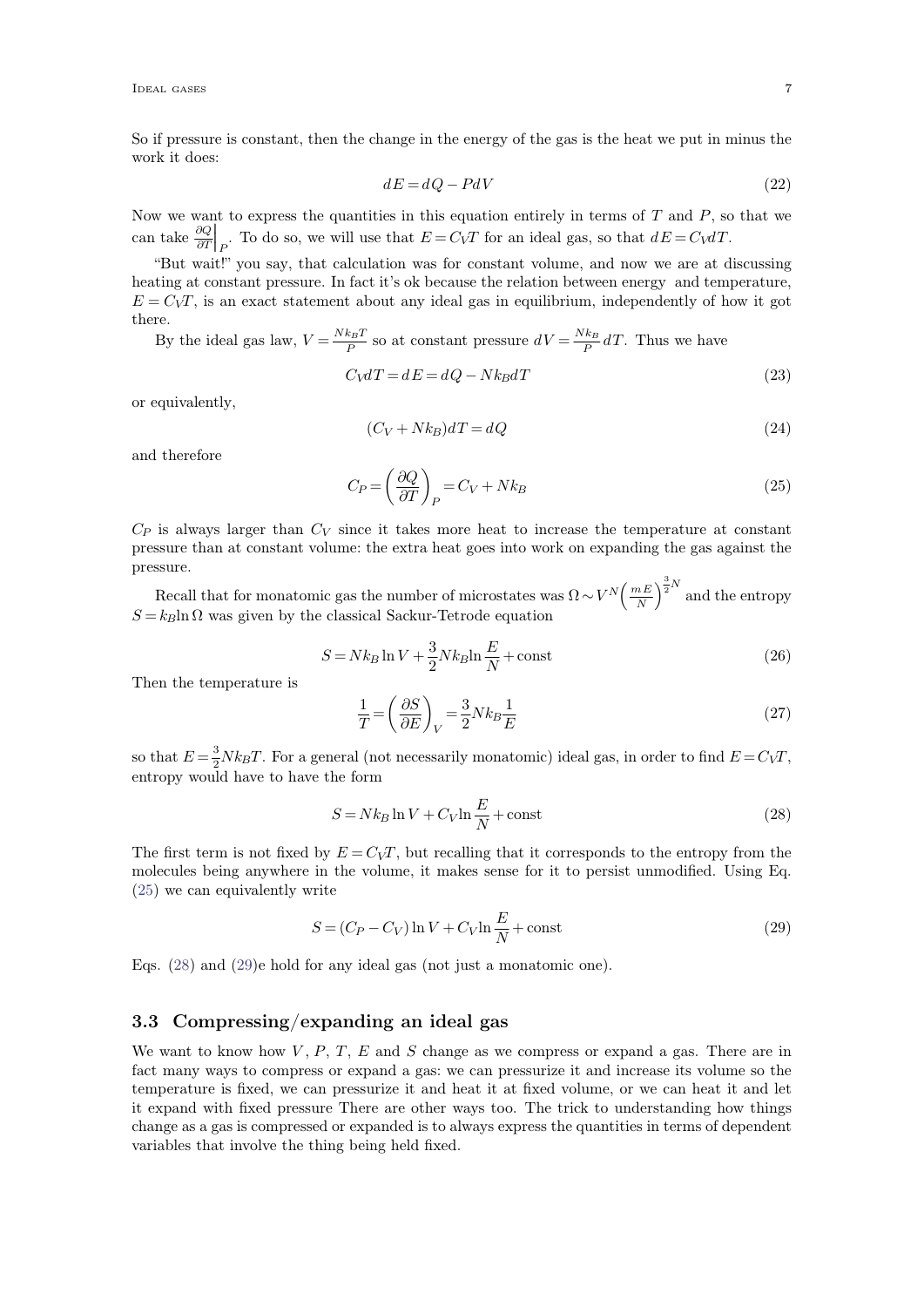So if pressure is constant, then the change in the energy of the gas is the heat we put in minus the work it does:

$$dE = dQ - PdV \tag{22}$$

Now we want to express the quantities in this equation entirely in terms of $T$ and $P$, so that we can take $\left.\frac{\partial Q}{\partial T}\right|_P$. To do so, we will use that $E = C_V T$ for an ideal gas, so that $dE = C_V dT$.

"But wait!" you say, that calculation was for constant volume, and now we are at discussing heating at constant pressure. In fact it's ok because the relation between energy and temperature, $E = C_V T$, is an exact statement about any ideal gas in equilibrium, independently of how it got there.

By the ideal gas law, $V = \frac{N k_B T}{P}$ so at constant pressure $dV = \frac{N k_B}{P} dT$. Thus we have

$$C_V dT = dE = dQ - N k_B dT \tag{23}$$

or equivalently,

$$(C_V + N k_B) dT = dQ \tag{24}$$

and therefore

$$C_P = \left(\frac{\partial Q}{\partial T}\right)_P = C_V + N k_B \tag{25}$$

$C_P$ is always larger than $C_V$ since it takes more heat to increase the temperature at constant pressure than at constant volume: the extra heat goes into work on expanding the gas against the pressure.

Recall that for monatomic gas the number of microstates was $\Omega \sim V^N \left(\frac{mE}{N}\right)^{\frac{3}{2}N}$ and the entropy $S = k_B \ln \Omega$ was given by the classical Sackur-Tetrode equation

$$S = N k_B \ln V + \frac{3}{2} N k_B \ln \frac{E}{N} + \text{const} \tag{26}$$

Then the temperature is

$$\frac{1}{T} = \left(\frac{\partial S}{\partial E}\right)_V = \frac{3}{2} N k_B \frac{1}{E} \tag{27}$$

so that $E = \frac{3}{2} N k_B T$. For a general (not necessarily monatomic) ideal gas, in order to find $E = C_V T$, entropy would have to have the form

$$S = N k_B \ln V + C_V \ln \frac{E}{N} + \text{const} \tag{28}$$

The first term is not fixed by $E = C_V T$, but recalling that it corresponds to the entropy from the molecules being anywhere in the volume, it makes sense for it to persist unmodified. Using Eq. (25) we can equivalently write

$$S = (C_P - C_V) \ln V + C_V \ln \frac{E}{N} + \text{const} \tag{29}$$

Eqs. (28) and (29)e hold for any ideal gas (not just a monatomic one).

### 3.3 Compressing/expanding an ideal gas

We want to know how $V$, $P$, $T$, $E$ and $S$ change as we compress or expand a gas. There are in fact many ways to compress or expand a gas: we can pressurize it and increase its volume so the temperature is fixed, we can pressurize it and heat it at fixed volume, or we can heat it and let it expand with fixed pressure There are other ways too. The trick to understanding how things change as a gas is compressed or expanded is to always express the quantities in terms of dependent variables that involve the thing being held fixed.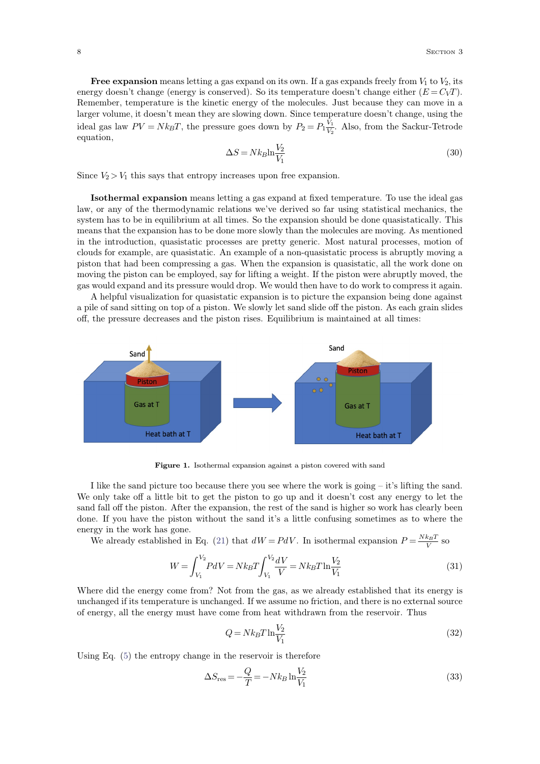**Free expansion** means letting a gas expand on its own. If a gas expands freely from $V_1$ to $V_2$, its energy doesn't change (energy is conserved). So its temperature doesn't change either ($E = C_V T$). Remember, temperature is the kinetic energy of the molecules. Just because they can move in a larger volume, it doesn't mean they are slowing down. Since temperature doesn't change, using the ideal gas law $PV = N k_B T$, the pressure goes down by $P_2 = P_1 \frac{V_1}{V_2}$. Also, from the Sackur-Tetrode equation,

$$\Delta S = N k_B \ln \frac{V_2}{V_1} \tag{30}$$

Since $V_2 > V_1$ this says that entropy increases upon free expansion.

**Isothermal expansion** means letting a gas expand at fixed temperature. To use the ideal gas law, or any of the thermodynamic relations we've derived so far using statistical mechanics, the system has to be in equilibrium at all times. So the expansion should be done quasistatically. This means that the expansion has to be done more slowly than the molecules are moving. As mentioned in the introduction, quasistatic processes are pretty generic. Most natural processes, motion of clouds for example, are quasistatic. An example of a non-quasistatic process is abruptly moving a piston that had been compressing a gas. When the expansion is quasistatic, all the work done on moving the piston can be employed, say for lifting a weight. If the piston were abruptly moved, the gas would expand and its pressure would drop. We would then have to do work to compress it again.

A helpful visualization for quasistatic expansion is to picture the expansion being done against a pile of sand sitting on top of a piston. We slowly let sand slide off the piston. As each grain slides off, the pressure decreases and the piston rises. Equilibrium is maintained at all times:

**Figure 1.** Isothermal expansion against a piston covered with sand

I like the sand picture too because there you see where the work is going – it's lifting the sand. We only take off a little bit to get the piston to go up and it doesn't cost any energy to let the sand fall off the piston. After the expansion, the rest of the sand is higher so work has clearly been done. If you have the piston without the sand it's a little confusing sometimes as to where the energy in the work has gone.

We already established in Eq. (21) that $dW = P dV$. In isothermal expansion $P = \frac{N k_B T}{V}$ so

$$W = \int_{V_1}^{V_2} P dV = N k_B T \int_{V_1}^{V_2} \frac{dV}{V} = N k_B T \ln \frac{V_2}{V_1} \tag{31}$$

Where did the energy come from? Not from the gas, as we already established that its energy is unchanged if its temperature is unchanged. If we assume no friction, and there is no external source of energy, all the energy must have come from heat withdrawn from the reservoir. Thus

$$Q = N k_B T \ln \frac{V_2}{V_1} \tag{32}$$

Using Eq. (5) the entropy change in the reservoir is therefore

$$\Delta S_{\text{res}} = -\frac{Q}{T} = -N k_B \ln \frac{V_2}{V_1} \tag{33}$$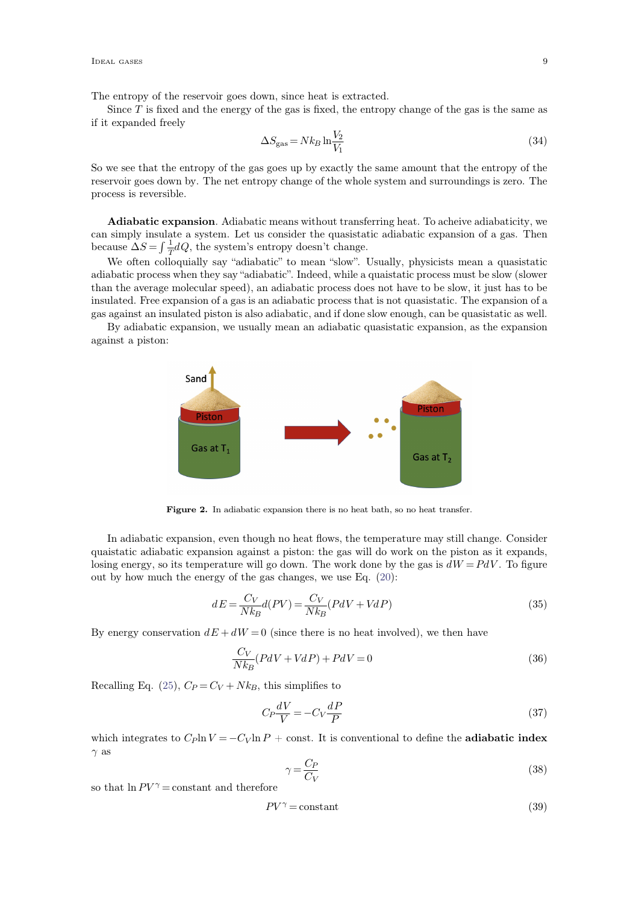The entropy of the reservoir goes down, since heat is extracted.

Since $T$ is fixed and the energy of the gas is fixed, the entropy change of the gas is the same as if it expanded freely

$$\Delta S_{\text{gas}} = N k_B \ln \frac{V_2}{V_1} \tag{34}$$

So we see that the entropy of the gas goes up by exactly the same amount that the entropy of the reservoir goes down by. The net entropy change of the whole system and surroundings is zero. The process is reversible.

**Adiabatic expansion**. Adiabatic means without transferring heat. To acheive adiabaticity, we can simply insulate a system. Let us consider the quasistatic adiabatic expansion of a gas. Then because $\Delta S = \int \frac{1}{T} dQ$, the system's entropy doesn't change.

We often colloquially say "adiabatic" to mean "slow". Usually, physicists mean a quasistatic adiabatic process when they say "adiabatic". Indeed, while a quaistatic process must be slow (slower than the average molecular speed), an adiabatic process does not have to be slow, it just has to be insulated. Free expansion of a gas is an adiabatic process that is not quasistatic. The expansion of a gas against an insulated piston is also adiabatic, and if done slow enough, can be quasistatic as well.

By adiabatic expansion, we usually mean an adiabatic quasistatic expansion, as the expansion against a piston:

**Figure 2.** In adiabatic expansion there is no heat bath, so no heat transfer.

In adiabatic expansion, even though no heat flows, the temperature may still change. Consider quaistatic adiabatic expansion against a piston: the gas will do work on the piston as it expands, losing energy, so its temperature will go down. The work done by the gas is $dW = P dV$. To figure out by how much the energy of the gas changes, we use Eq. (20):

$$dE = \frac{C_V}{N k_B} d(PV) = \frac{C_V}{N k_B} (P dV + V dP) \tag{35}$$

By energy conservation $dE + dW = 0$ (since there is no heat involved), we then have

$$\frac{C_V}{N k_B} (P dV + V dP) + P dV = 0 \tag{36}$$

Recalling Eq. (25), $C_P = C_V + N k_B$, this simplifies to

$$C_P \frac{dV}{V} = -C_V \frac{dP}{P} \tag{37}$$

which integrates to $C_P \ln V = -C_V \ln P$ + const. It is conventional to define the **adiabatic index** $\gamma$ as

$$\gamma = \frac{C_P}{C_V} \tag{38}$$

so that $\ln P V^{\gamma} = \text{constant}$ and therefore

$$P V^{\gamma} = \text{constant} \tag{39}$$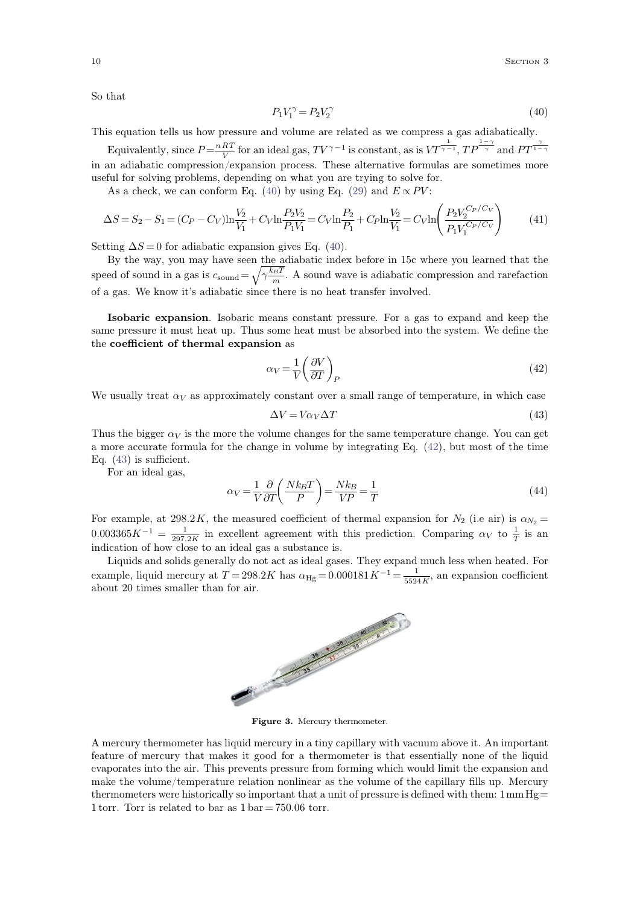So that

$$P_1 V_1^\gamma = P_2 V_2^\gamma \tag{40}$$

This equation tells us how pressure and volume are related as we compress a gas adiabatically.

Equivalently, since $P = \frac{nRT}{V}$ for an ideal gas, $TV^{\gamma-1}$ is constant, as is $VT^{\frac{1}{\gamma-1}}$, $TP^{\frac{1-\gamma}{\gamma}}$ and $PT^{\frac{\gamma}{1-\gamma}}$ in an adiabatic compression/expansion process. These alternative formulas are sometimes more useful for solving problems, depending on what you are trying to solve for.

As a check, we can conform Eq. (40) by using Eq. (29) and $E \propto PV$:

$$\Delta S = S_2 - S_1 = (C_P - C_V)\ln\frac{V_2}{V_1} + C_V \ln\frac{P_2 V_2}{P_1 V_1} = C_V \ln\frac{P_2}{P_1} + C_P \ln\frac{V_2}{V_1} = C_V \ln\left(\frac{P_2 V_2^{C_P/C_V}}{P_1 V_1^{C_P/C_V}}\right) \tag{41}$$

Setting $\Delta S = 0$ for adiabatic expansion gives Eq. (40).

By the way, you may have seen the adiabatic index before in 15c where you learned that the speed of sound in a gas is $c_{\text{sound}} = \sqrt{\gamma \frac{k_B T}{m}}$. A sound wave is adiabatic compression and rarefaction of a gas. We know it's adiabatic since there is no heat transfer involved.

**Isobaric expansion**. Isobaric means constant pressure. For a gas to expand and keep the same pressure it must heat up. Thus some heat must be absorbed into the system. We define the the **coefficient of thermal expansion** as

$$\alpha_V = \frac{1}{V}\left(\frac{\partial V}{\partial T}\right)_P \tag{42}$$

We usually treat $\alpha_V$ as approximately constant over a small range of temperature, in which case

$$\Delta V = V \alpha_V \Delta T \tag{43}$$

Thus the bigger $\alpha_V$ is the more the volume changes for the same temperature change. You can get a more accurate formula for the change in volume by integrating Eq. (42), but most of the time Eq. (43) is sufficient.

For an ideal gas,

$$\alpha_V = \frac{1}{V}\frac{\partial}{\partial T}\left(\frac{N k_B T}{P}\right) = \frac{N k_B}{VP} = \frac{1}{T} \tag{44}$$

For example, at $298.2K$, the measured coefficient of thermal expansion for $N_2$ (i.e air) is $\alpha_{N_2} = 0.003365 K^{-1} = \frac{1}{297.2K}$ in excellent agreement with this prediction. Comparing $\alpha_V$ to $\frac{1}{T}$ is an indication of how close to an ideal gas a substance is.

Liquids and solids generally do not act as ideal gases. They expand much less when heated. For example, liquid mercury at $T = 298.2K$ has $\alpha_{\text{Hg}} = 0.000181 K^{-1} = \frac{1}{5524K}$, an expansion coefficient about 20 times smaller than for air.

**Figure 3.** Mercury thermometer.

A mercury thermometer has liquid mercury in a tiny capillary with vacuum above it. An important feature of mercury that makes it good for a thermometer is that essentially none of the liquid evaporates into the air. This prevents pressure from forming which would limit the expansion and make the volume/temperature relation nonlinear as the volume of the capillary fills up. Mercury thermometers were historically so important that a unit of pressure is defined with them: $1\,\text{mm Hg} = 1\,\text{torr}$. Torr is related to bar as $1\,\text{bar} = 750.06$ torr.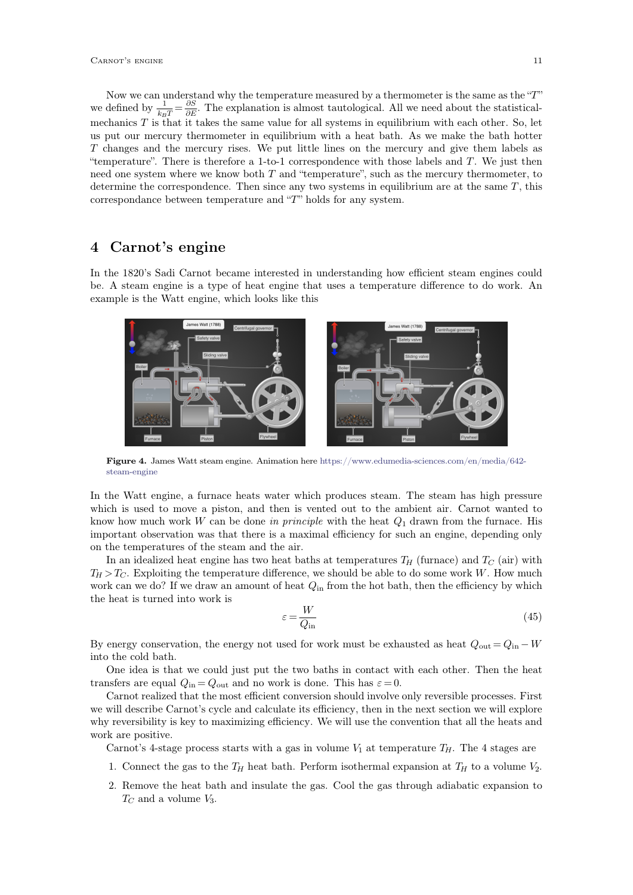Now we can understand why the temperature measured by a thermometer is the same as the "$T$" we defined by $\frac{1}{k_B T} = \frac{\partial S}{\partial E}$. The explanation is almost tautological. All we need about the statistical-mechanics $T$ is that it takes the same value for all systems in equilibrium with each other. So, let us put our mercury thermometer in equilibrium with a heat bath. As we make the bath hotter $T$ changes and the mercury rises. We put little lines on the mercury and give them labels as "temperature". There is therefore a 1-to-1 correspondence with those labels and $T$. We just then need one system where we know both $T$ and "temperature", such as the mercury thermometer, to determine the correspondence. Then since any two systems in equilibrium are at the same $T$, this correspondance between temperature and "$T$" holds for any system.

# 4 Carnot's engine

In the 1820's Sadi Carnot became interested in understanding how efficient steam engines could be. A steam engine is a type of heat engine that uses a temperature difference to do work. An example is the Watt engine, which looks like this

**Figure 4.** James Watt steam engine. Animation here https://www.edumedia-sciences.com/en/media/642-steam-engine

In the Watt engine, a furnace heats water which produces steam. The steam has high pressure which is used to move a piston, and then is vented out to the ambient air. Carnot wanted to know how much work $W$ can be done *in principle* with the heat $Q_1$ drawn from the furnace. His important observation was that there is a maximal efficiency for such an engine, depending only on the temperatures of the steam and the air.

In an idealized heat engine has two heat baths at temperatures $T_H$ (furnace) and $T_C$ (air) with $T_H > T_C$. Exploiting the temperature difference, we should be able to do some work $W$. How much work can we do? If we draw an amount of heat $Q_{\text{in}}$ from the hot bath, then the efficiency by which the heat is turned into work is

$$\varepsilon = \frac{W}{Q_{\text{in}}} \tag{45}$$

By energy conservation, the energy not used for work must be exhausted as heat $Q_{\text{out}} = Q_{\text{in}} - W$ into the cold bath.

One idea is that we could just put the two baths in contact with each other. Then the heat transfers are equal $Q_{\text{in}} = Q_{\text{out}}$ and no work is done. This has $\varepsilon = 0$.

Carnot realized that the most efficient conversion should involve only reversible processes. First we will describe Carnot's cycle and calculate its efficiency, then in the next section we will explore why reversibility is key to maximizing efficiency. We will use the convention that all the heats and work are positive.

Carnot's 4-stage process starts with a gas in volume $V_1$ at temperature $T_H$. The 4 stages are

1. Connect the gas to the $T_H$ heat bath. Perform isothermal expansion at $T_H$ to a volume $V_2$.
2. Remove the heat bath and insulate the gas. Cool the gas through adiabatic expansion to $T_C$ and a volume $V_3$.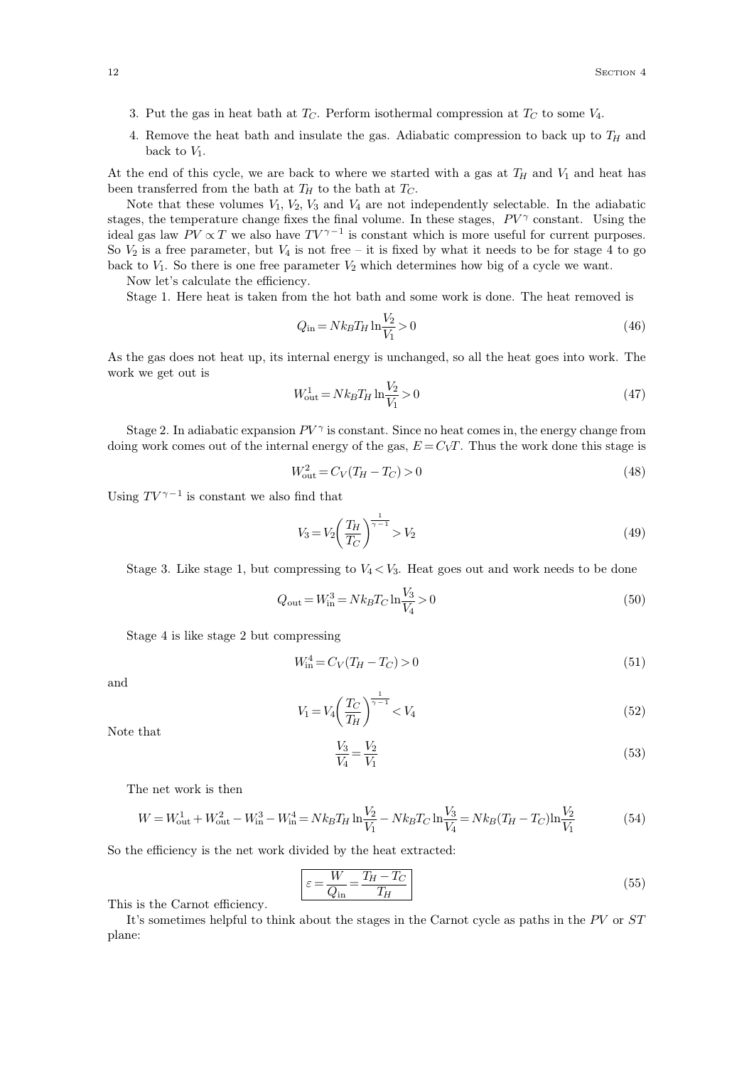3. Put the gas in heat bath at $T_C$. Perform isothermal compression at $T_C$ to some $V_4$.
4. Remove the heat bath and insulate the gas. Adiabatic compression to back up to $T_H$ and back to $V_1$.

At the end of this cycle, we are back to where we started with a gas at $T_H$ and $V_1$ and heat has been transferred from the bath at $T_H$ to the bath at $T_C$.

Note that these volumes $V_1$, $V_2$, $V_3$ and $V_4$ are not independently selectable. In the adiabatic stages, the temperature change fixes the final volume. In these stages, $PV^\gamma$ constant. Using the ideal gas law $PV \propto T$ we also have $TV^{\gamma-1}$ is constant which is more useful for current purposes. So $V_2$ is a free parameter, but $V_4$ is not free – it is fixed by what it needs to be for stage 4 to go back to $V_1$. So there is one free parameter $V_2$ which determines how big of a cycle we want.

Now let's calculate the efficiency.

Stage 1. Here heat is taken from the hot bath and some work is done. The heat removed is

$$Q_{\text{in}} = N k_B T_H \ln \frac{V_2}{V_1} > 0 \tag{46}$$

As the gas does not heat up, its internal energy is unchanged, so all the heat goes into work. The work we get out is

$$W_{\text{out}}^1 = N k_B T_H \ln \frac{V_2}{V_1} > 0 \tag{47}$$

Stage 2. In adiabatic expansion $PV^\gamma$ is constant. Since no heat comes in, the energy change from doing work comes out of the internal energy of the gas, $E = C_V T$. Thus the work done this stage is

$$W_{\text{out}}^2 = C_V (T_H - T_C) > 0 \tag{48}$$

Using $TV^{\gamma-1}$ is constant we also find that

$$V_3 = V_2 \left( \frac{T_H}{T_C} \right)^{\frac{1}{\gamma-1}} > V_2 \tag{49}$$

Stage 3. Like stage 1, but compressing to $V_4 < V_3$. Heat goes out and work needs to be done

$$Q_{\text{out}} = W_{\text{in}}^3 = N k_B T_C \ln \frac{V_3}{V_4} > 0 \tag{50}$$

Stage 4 is like stage 2 but compressing

$$W_{\text{in}}^4 = C_V (T_H - T_C) > 0 \tag{51}$$

and

$$V_1 = V_4 \left( \frac{T_C}{T_H} \right)^{\frac{1}{\gamma-1}} < V_4 \tag{52}$$

Note that

$$\frac{V_3}{V_4} = \frac{V_2}{V_1} \tag{53}$$

The net work is then

$$W = W_{\text{out}}^1 + W_{\text{out}}^2 - W_{\text{in}}^3 - W_{\text{in}}^4 = N k_B T_H \ln \frac{V_2}{V_1} - N k_B T_C \ln \frac{V_3}{V_4} = N k_B (T_H - T_C) \ln \frac{V_2}{V_1} \tag{54}$$

So the efficiency is the net work divided by the heat extracted:

$$\boxed{\varepsilon = \frac{W}{Q_{\text{in}}} = \frac{T_H - T_C}{T_H}} \tag{55}$$

This is the Carnot efficiency.

It's sometimes helpful to think about the stages in the Carnot cycle as paths in the $PV$ or $ST$ plane: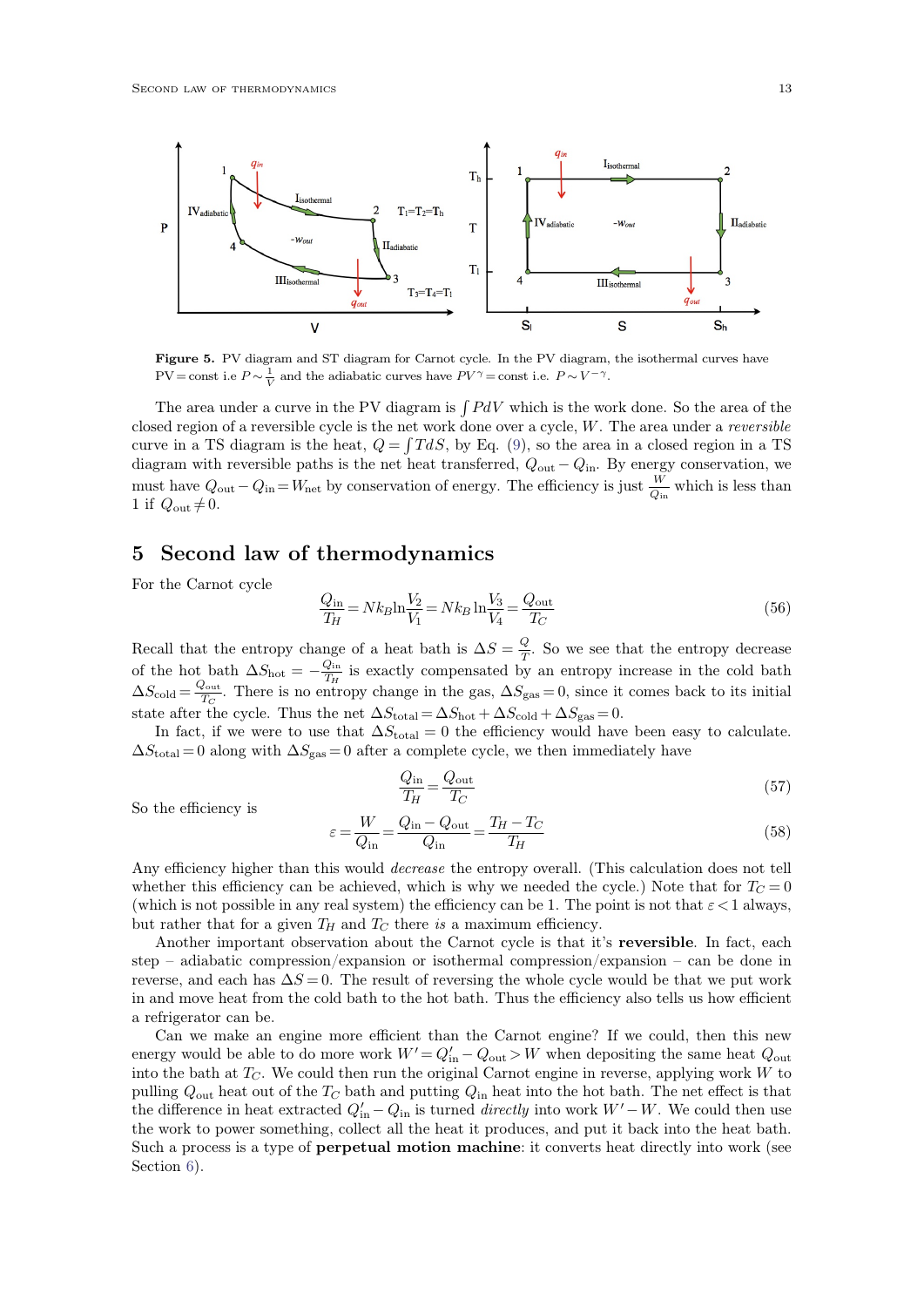**Figure 5.** PV diagram and ST diagram for Carnot cycle. In the PV diagram, the isothermal curves have $PV = \text{const}$ i.e $P \sim \frac{1}{V}$ and the adiabatic curves have $PV^\gamma = \text{const}$ i.e. $P \sim V^{-\gamma}$.

The area under a curve in the PV diagram is $\int PdV$ which is the work done. So the area of the closed region of a reversible cycle is the net work done over a cycle, $W$. The area under a *reversible* curve in a TS diagram is the heat, $Q = \int TdS$, by Eq. (9), so the area in a closed region in a TS diagram with reversible paths is the net heat transferred, $Q_{\text{out}} - Q_{\text{in}}$. By energy conservation, we must have $Q_{\text{out}} - Q_{\text{in}} = W_{\text{net}}$ by conservation of energy. The efficiency is just $\frac{W}{Q_{\text{in}}}$ which is less than 1 if $Q_{\text{out}} \neq 0$.

## 5 Second law of thermodynamics

For the Carnot cycle

$$\frac{Q_{\text{in}}}{T_H} = Nk_B \ln\frac{V_2}{V_1} = Nk_B \ln\frac{V_3}{V_4} = \frac{Q_{\text{out}}}{T_C} \tag{56}$$

Recall that the entropy change of a heat bath is $\Delta S = \frac{Q}{T}$. So we see that the entropy decrease of the hot bath $\Delta S_{\text{hot}} = -\frac{Q_{\text{in}}}{T_H}$ is exactly compensated by an entropy increase in the cold bath $\Delta S_{\text{cold}} = \frac{Q_{\text{out}}}{T_C}$. There is no entropy change in the gas, $\Delta S_{\text{gas}} = 0$, since it comes back to its initial state after the cycle. Thus the net $\Delta S_{\text{total}} = \Delta S_{\text{hot}} + \Delta S_{\text{cold}} + \Delta S_{\text{gas}} = 0$.

In fact, if we were to use that $\Delta S_{\text{total}} = 0$ the efficiency would have been easy to calculate. $\Delta S_{\text{total}} = 0$ along with $\Delta S_{\text{gas}} = 0$ after a complete cycle, we then immediately have

$$\frac{Q_{\text{in}}}{T_H} = \frac{Q_{\text{out}}}{T_C} \tag{57}$$

So the efficiency is

$$\varepsilon = \frac{W}{Q_{\text{in}}} = \frac{Q_{\text{in}} - Q_{\text{out}}}{Q_{\text{in}}} = \frac{T_H - T_C}{T_H} \tag{58}$$

Any efficiency higher than this would *decrease* the entropy overall. (This calculation does not tell whether this efficiency can be achieved, which is why we needed the cycle.) Note that for $T_C = 0$ (which is not possible in any real system) the efficiency can be 1. The point is not that $\varepsilon < 1$ always, but rather that for a given $T_H$ and $T_C$ there *is* a maximum efficiency.

Another important observation about the Carnot cycle is that it's **reversible**. In fact, each step – adiabatic compression/expansion or isothermal compression/expansion – can be done in reverse, and each has $\Delta S = 0$. The result of reversing the whole cycle would be that we put work in and move heat from the cold bath to the hot bath. Thus the efficiency also tells us how efficient a refrigerator can be.

Can we make an engine more efficient than the Carnot engine? If we could, then this new energy would be able to do more work $W' = Q'_{\text{in}} - Q_{\text{out}} > W$ when depositing the same heat $Q_{\text{out}}$ into the bath at $T_C$. We could then run the original Carnot engine in reverse, applying work $W$ to pulling $Q_{\text{out}}$ heat out of the $T_C$ bath and putting $Q_{\text{in}}$ heat into the hot bath. The net effect is that the difference in heat extracted $Q'_{\text{in}} - Q_{\text{in}}$ is turned *directly* into work $W' - W$. We could then use the work to power something, collect all the heat it produces, and put it back into the heat bath. Such a process is a type of **perpetual motion machine**: it converts heat directly into work (see Section 6).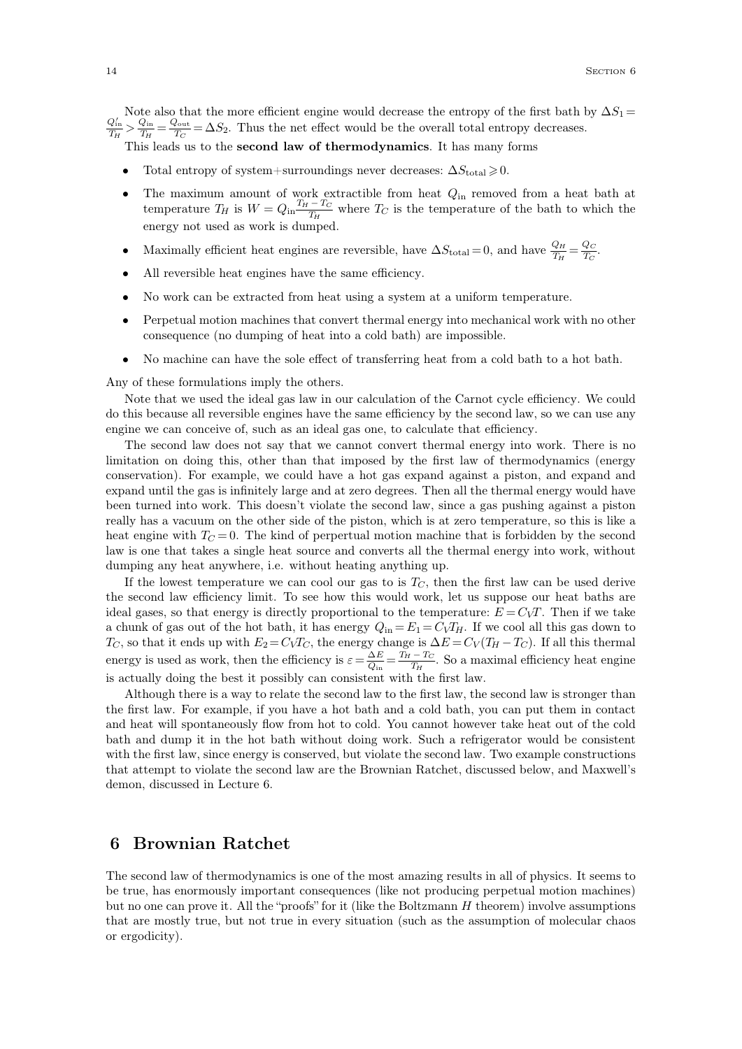Note also that the more efficient engine would decrease the entropy of the first bath by $\Delta S_1 = \frac{Q_{\text{in}}'}{T_H} > \frac{Q_{\text{in}}}{T_H} = \frac{Q_{\text{out}}}{T_C} = \Delta S_2$. Thus the net effect would be the overall total entropy decreases.

This leads us to the **second law of thermodynamics**. It has many forms

- Total entropy of system+surroundings never decreases: $\Delta S_{\text{total}} \geqslant 0$.
- The maximum amount of work extractible from heat $Q_{\text{in}}$ removed from a heat bath at temperature $T_H$ is $W = Q_{\text{in}} \frac{T_H - T_C}{T_H}$ where $T_C$ is the temperature of the bath to which the energy not used as work is dumped.
- Maximally efficient heat engines are reversible, have $\Delta S_{\text{total}} = 0$, and have $\frac{Q_H}{T_H} = \frac{Q_C}{T_C}$.
- All reversible heat engines have the same efficiency.
- No work can be extracted from heat using a system at a uniform temperature.
- Perpetual motion machines that convert thermal energy into mechanical work with no other consequence (no dumping of heat into a cold bath) are impossible.
- No machine can have the sole effect of transferring heat from a cold bath to a hot bath.

Any of these formulations imply the others.

Note that we used the ideal gas law in our calculation of the Carnot cycle efficiency. We could do this because all reversible engines have the same efficiency by the second law, so we can use any engine we can conceive of, such as an ideal gas one, to calculate that efficiency.

The second law does not say that we cannot convert thermal energy into work. There is no limitation on doing this, other than that imposed by the first law of thermodynamics (energy conservation). For example, we could have a hot gas expand against a piston, and expand and expand until the gas is infinitely large and at zero degrees. Then all the thermal energy would have been turned into work. This doesn't violate the second law, since a gas pushing against a piston really has a vacuum on the other side of the piston, which is at zero temperature, so this is like a heat engine with $T_C = 0$. The kind of perpertual motion machine that is forbidden by the second law is one that takes a single heat source and converts all the thermal energy into work, without dumping any heat anywhere, i.e. without heating anything up.

If the lowest temperature we can cool our gas to is $T_C$, then the first law can be used derive the second law efficiency limit. To see how this would work, let us suppose our heat baths are ideal gases, so that energy is directly proportional to the temperature: $E = C_V T$. Then if we take a chunk of gas out of the hot bath, it has energy $Q_{\text{in}} = E_1 = C_V T_H$. If we cool all this gas down to $T_C$, so that it ends up with $E_2 = C_V T_C$, the energy change is $\Delta E = C_V (T_H - T_C)$. If all this thermal energy is used as work, then the efficiency is $\varepsilon = \frac{\Delta E}{Q_{\text{in}}} = \frac{T_H - T_C}{T_H}$. So a maximal efficiency heat engine is actually doing the best it possibly can consistent with the first law.

Although there is a way to relate the second law to the first law, the second law is stronger than the first law. For example, if you have a hot bath and a cold bath, you can put them in contact and heat will spontaneously flow from hot to cold. You cannot however take heat out of the cold bath and dump it in the hot bath without doing work. Such a refrigerator would be consistent with the first law, since energy is conserved, but violate the second law. Two example constructions that attempt to violate the second law are the Brownian Ratchet, discussed below, and Maxwell's demon, discussed in Lecture 6.

## 6 Brownian Ratchet

The second law of thermodynamics is one of the most amazing results in all of physics. It seems to be true, has enormously important consequences (like not producing perpetual motion machines) but no one can prove it. All the "proofs" for it (like the Boltzmann $H$ theorem) involve assumptions that are mostly true, but not true in every situation (such as the assumption of molecular chaos or ergodicity).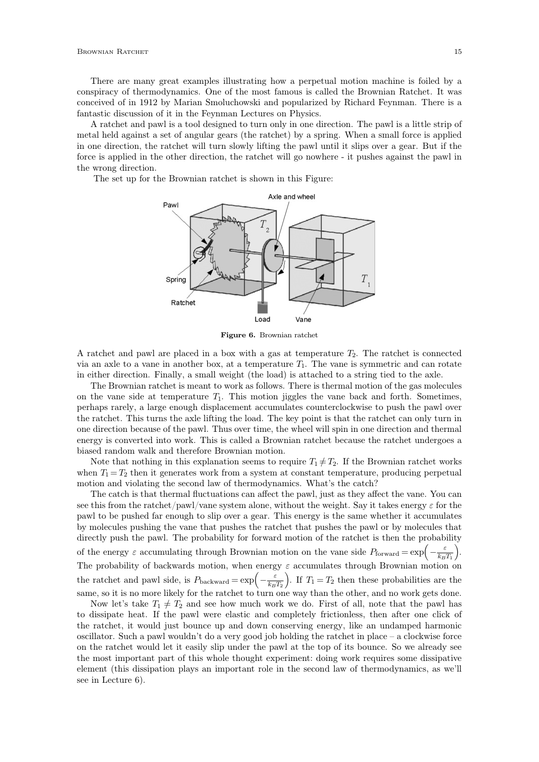There are many great examples illustrating how a perpetual motion machine is foiled by a conspiracy of thermodynamics. One of the most famous is called the Brownian Ratchet. It was conceived of in 1912 by Marian Smoluchowski and popularized by Richard Feynman. There is a fantastic discussion of it in the Feynman Lectures on Physics.

A ratchet and pawl is a tool designed to turn only in one direction. The pawl is a little strip of metal held against a set of angular gears (the ratchet) by a spring. When a small force is applied in one direction, the ratchet will turn slowly lifting the pawl until it slips over a gear. But if the force is applied in the other direction, the ratchet will go nowhere - it pushes against the pawl in the wrong direction.

The set up for the Brownian ratchet is shown in this Figure:

**Figure 6.** Brownian ratchet

A ratchet and pawl are placed in a box with a gas at temperature $T_2$. The ratchet is connected via an axle to a vane in another box, at a temperature $T_1$. The vane is symmetric and can rotate in either direction. Finally, a small weight (the load) is attached to a string tied to the axle.

The Brownian ratchet is meant to work as follows. There is thermal motion of the gas molecules on the vane side at temperature $T_1$. This motion jiggles the vane back and forth. Sometimes, perhaps rarely, a large enough displacement accumulates counterclockwise to push the pawl over the ratchet. This turns the axle lifting the load. The key point is that the ratchet can only turn in one direction because of the pawl. Thus over time, the wheel will spin in one direction and thermal energy is converted into work. This is called a Brownian ratchet because the ratchet undergoes a biased random walk and therefore Brownian motion.

Note that nothing in this explanation seems to require $T_1 \neq T_2$. If the Brownian ratchet works when $T_1 = T_2$ then it generates work from a system at constant temperature, producing perpetual motion and violating the second law of thermodynamics. What's the catch?

The catch is that thermal fluctuations can affect the pawl, just as they affect the vane. You can see this from the ratchet/pawl/vane system alone, without the weight. Say it takes energy $\varepsilon$ for the pawl to be pushed far enough to slip over a gear. This energy is the same whether it accumulates by molecules pushing the vane that pushes the ratchet that pushes the pawl or by molecules that directly push the pawl. The probability for forward motion of the ratchet is then the probability of the energy $\varepsilon$ accumulating through Brownian motion on the vane side $P_{\text{forward}} = \exp\left(-\frac{\varepsilon}{k_B T_1}\right)$. The probability of backwards motion, when energy $\varepsilon$ accumulates through Brownian motion on the ratchet and pawl side, is $P_{\text{backward}} = \exp\left(-\frac{\varepsilon}{k_B T_2}\right)$. If $T_1 = T_2$ then these probabilities are the same, so it is no more likely for the ratchet to turn one way than the other, and no work gets done.

Now let's take $T_1 \neq T_2$ and see how much work we do. First of all, note that the pawl has to dissipate heat. If the pawl were elastic and completely frictionless, then after one click of the ratchet, it would just bounce up and down conserving energy, like an undamped harmonic oscillator. Such a pawl wouldn't do a very good job holding the ratchet in place – a clockwise force on the ratchet would let it easily slip under the pawl at the top of its bounce. So we already see the most important part of this whole thought experiment: doing work requires some dissipative element (this dissipation plays an important role in the second law of thermodynamics, as we'll see in Lecture 6).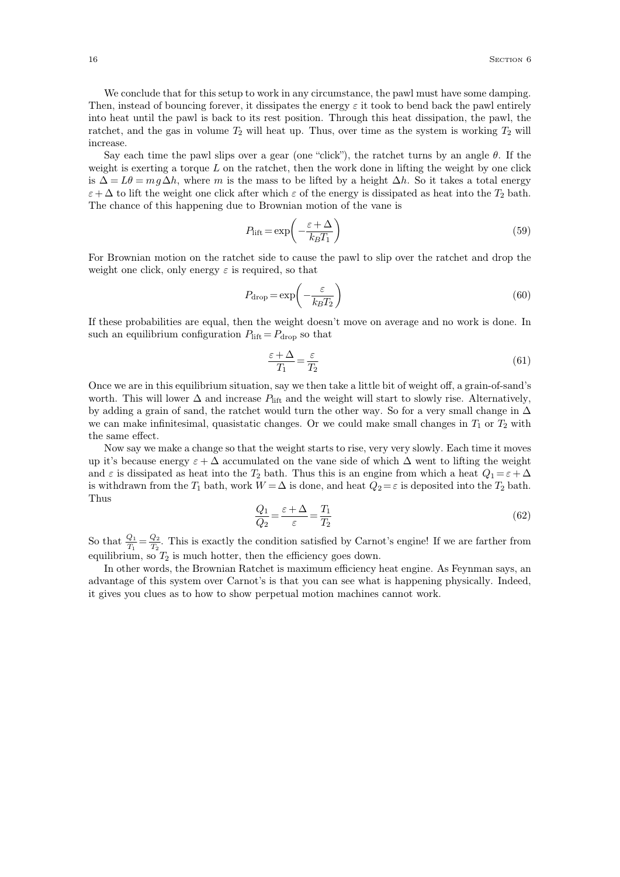We conclude that for this setup to work in any circumstance, the pawl must have some damping. Then, instead of bouncing forever, it dissipates the energy $\varepsilon$ it took to bend back the pawl entirely into heat until the pawl is back to its rest position. Through this heat dissipation, the pawl, the ratchet, and the gas in volume $T_2$ will heat up. Thus, over time as the system is working $T_2$ will increase.

Say each time the pawl slips over a gear (one "click"), the ratchet turns by an angle $\theta$. If the weight is exerting a torque $L$ on the ratchet, then the work done in lifting the weight by one click is $\Delta = L\theta = mg\Delta h$, where $m$ is the mass to be lifted by a height $\Delta h$. So it takes a total energy $\varepsilon + \Delta$ to lift the weight one click after which $\varepsilon$ of the energy is dissipated as heat into the $T_2$ bath. The chance of this happening due to Brownian motion of the vane is

$$P_{\text{lift}} = \exp\left(-\frac{\varepsilon + \Delta}{k_B T_1}\right) \tag{59}$$

For Brownian motion on the ratchet side to cause the pawl to slip over the ratchet and drop the weight one click, only energy $\varepsilon$ is required, so that

$$P_{\text{drop}} = \exp\left(-\frac{\varepsilon}{k_B T_2}\right) \tag{60}$$

If these probabilities are equal, then the weight doesn't move on average and no work is done. In such an equilibrium configuration $P_{\text{lift}} = P_{\text{drop}}$ so that

$$\frac{\varepsilon + \Delta}{T_1} = \frac{\varepsilon}{T_2} \tag{61}$$

Once we are in this equilibrium situation, say we then take a little bit of weight off, a grain-of-sand's worth. This will lower $\Delta$ and increase $P_{\text{lift}}$ and the weight will start to slowly rise. Alternatively, by adding a grain of sand, the ratchet would turn the other way. So for a very small change in $\Delta$ we can make infinitesimal, quasistatic changes. Or we could make small changes in $T_1$ or $T_2$ with the same effect.

Now say we make a change so that the weight starts to rise, very very slowly. Each time it moves up it's because energy $\varepsilon + \Delta$ accumulated on the vane side of which $\Delta$ went to lifting the weight and $\varepsilon$ is dissipated as heat into the $T_2$ bath. Thus this is an engine from which a heat $Q_1 = \varepsilon + \Delta$ is withdrawn from the $T_1$ bath, work $W = \Delta$ is done, and heat $Q_2 = \varepsilon$ is deposited into the $T_2$ bath. Thus

$$\frac{Q_1}{Q_2} = \frac{\varepsilon + \Delta}{\varepsilon} = \frac{T_1}{T_2} \tag{62}$$

So that $\frac{Q_1}{T_1} = \frac{Q_2}{T_2}$. This is exactly the condition satisfied by Carnot's engine! If we are farther from equilibrium, so $T_2$ is much hotter, then the efficiency goes down.

In other words, the Brownian Ratchet is maximum efficiency heat engine. As Feynman says, an advantage of this system over Carnot's is that you can see what is happening physically. Indeed, it gives you clues as to how to show perpetual motion machines cannot work.